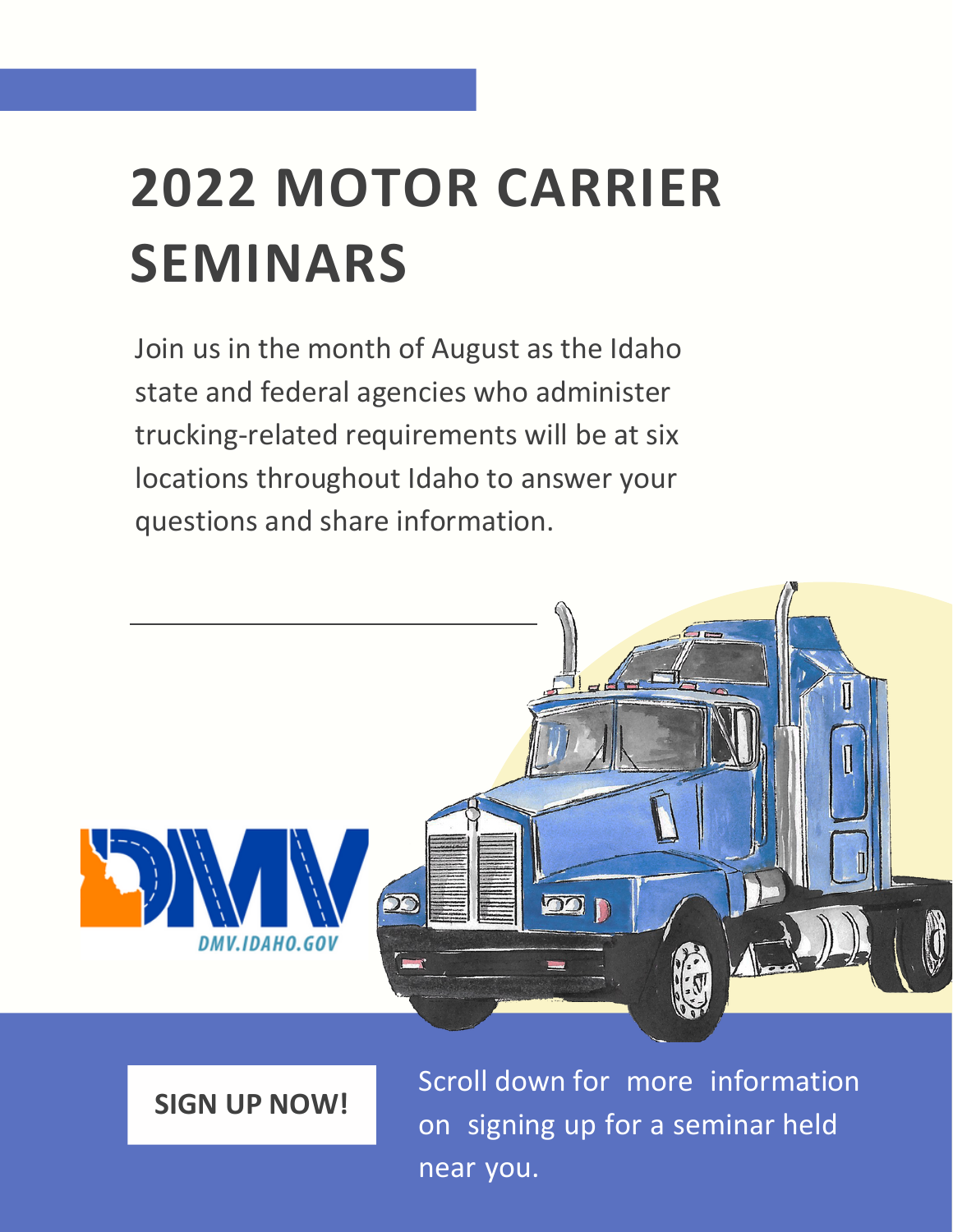# 2022 MOTOR CARRIER SEMINARS

Join us in the month of August as the Idaho state and federal agencies who administer trucking-related requirements will be at six locations throughout Idaho to answer your questions and share information.

DMV.IDAHO.GOV

**SIGN UP NOW!**

Scroll down for more information on signing up for a seminar held near you.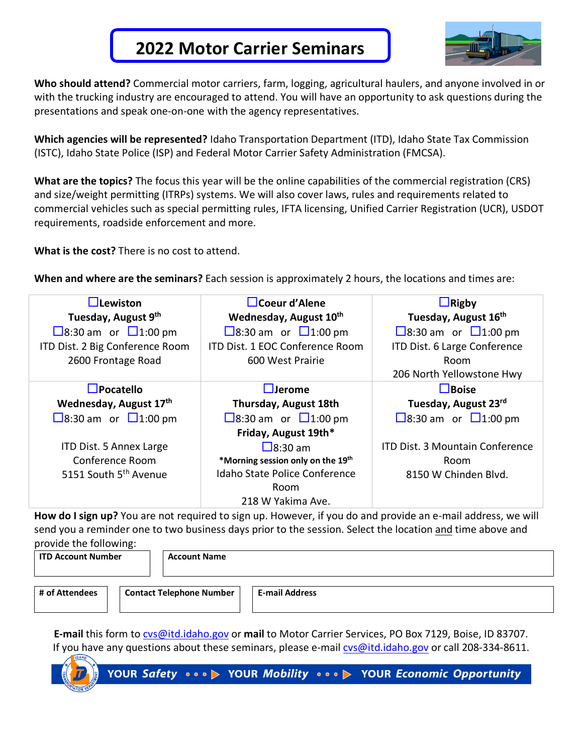# 2022 Motor Carrier Seminars

**Who should attend?** Commercial motor carriers, farm, logging, agricultural haulers, and anyone involved in or with the trucking industry are encouraged to attend. You will have an opportunity to ask questions during the presentations and speak one-on-one with the agency representatives.

**Which agencies will be represented?** Idaho Transportation Department (ITD), Idaho State Tax Commission (ISTC), Idaho State Police (ISP) and Federal Motor Carrier Safety Administration (FMCSA).

**What are the topics?** The focus this year will be the online capabilities of the commercial registration (CRS) and size/weight permitting (ITRPs) systems. We will also cover laws, rules and requirements related to commercial vehicles such as special permitting rules, IFTA licensing, Unified Carrier Registration (UCR), USDOT requirements, roadside enforcement and more.

**What is the cost?** There is no cost to attend.

**When and where are the seminars?** Each session is approximately 2 hours, the locations and times are:

| | | |
|---|---|---|
| ☐**Lewiston**<br>**Tuesday, August 9th**<br>☐8:30 am or ☐1:00 pm<br>ITD Dist. 2 Big Conference Room<br>2600 Frontage Road | ☐**Coeur d'Alene**<br>**Wednesday, August 10th**<br>☐8:30 am or ☐1:00 pm<br>ITD Dist. 1 EOC Conference Room<br>600 West Prairie | ☐**Rigby**<br>**Tuesday, August 16th**<br>☐8:30 am or ☐1:00 pm<br>ITD Dist. 6 Large Conference Room<br>206 North Yellowstone Hwy |
| ☐**Pocatello**<br>**Wednesday, August 17th**<br>☐8:30 am or ☐1:00 pm<br>ITD Dist. 5 Annex Large Conference Room<br>5151 South 5th Avenue | ☐**Jerome**<br>**Thursday, August 18th**<br>☐8:30 am or ☐1:00 pm<br>**Friday, August 19th***<br>☐8:30 am<br>***Morning session only on the 19th**<br>Idaho State Police Conference Room<br>218 W Yakima Ave. | ☐**Boise**<br>**Tuesday, August 23rd**<br>☐8:30 am or ☐1:00 pm<br>ITD Dist. 3 Mountain Conference Room<br>8150 W Chinden Blvd. |

**How do I sign up?** You are not required to sign up. However, if you do and provide an e-mail address, we will send you a reminder one to two business days prior to the session. Select the location and time above and provide the following:

| **ITD Account Number** | **Account Name** |
|---|---|
| | |

| **# of Attendees** | **Contact Telephone Number** | **E-mail Address** |
|---|---|---|
| | | |

**E-mail** this form to cvs@itd.idaho.gov or **mail** to Motor Carrier Services, PO Box 7129, Boise, ID 83707.
If you have any questions about these seminars, please e-mail cvs@itd.idaho.gov or call 208-334-8611.

YOUR *Safety* ••• ▶ YOUR *Mobility* ••• ▶ YOUR *Economic Opportunity*